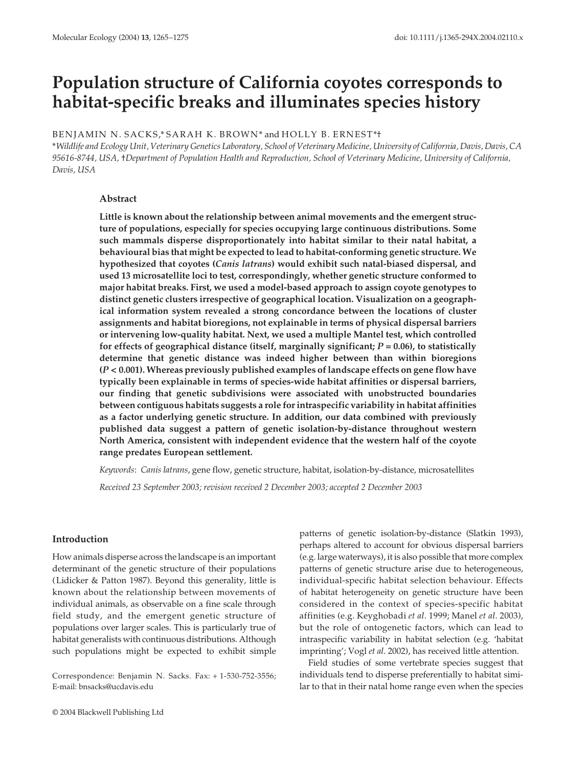# Population structure of California coyotes corresponds to habitat-specific breaks and illuminates species history

BENJAMIN N. SACKS,* SARAH K. BROWN* and HOLLY B. ERNEST*†

*Wildlife and Ecology Unit, Veterinary Genetics Laboratory, School of Veterinary Medicine, University of California, Davis, Davis, CA 95616-8744, USA, †Department of Population Health and Reproduction, School of Veterinary Medicine, University of California, Davis, USA

## Abstract

**Little is known about the relationship between animal movements and the emergent structure of populations, especially for species occupying large continuous distributions. Some such mammals disperse disproportionately into habitat similar to their natal habitat, a behavioural bias that might be expected to lead to habitat-conforming genetic structure. We hypothesized that coyotes (*Canis latrans*) would exhibit such natal-biased dispersal, and used 13 microsatellite loci to test, correspondingly, whether genetic structure conformed to major habitat breaks. First, we used a model-based approach to assign coyote genotypes to distinct genetic clusters irrespective of geographical location. Visualization on a geographical information system revealed a strong concordance between the locations of cluster assignments and habitat bioregions, not explainable in terms of physical dispersal barriers or intervening low-quality habitat. Next, we used a multiple Mantel test, which controlled for effects of geographical distance (itself, marginally significant; $P = 0.06$), to statistically determine that genetic distance was indeed higher between than within bioregions ($P < 0.001$). Whereas previously published examples of landscape effects on gene flow have typically been explainable in terms of species-wide habitat affinities or dispersal barriers, our finding that genetic subdivisions were associated with unobstructed boundaries between contiguous habitats suggests a role for intraspecific variability in habitat affinities as a factor underlying genetic structure. In addition, our data combined with previously published data suggest a pattern of genetic isolation-by-distance throughout western North America, consistent with independent evidence that the western half of the coyote range predates European settlement.**

*Keywords*: *Canis latrans*, gene flow, genetic structure, habitat, isolation-by-distance, microsatellites

*Received 23 September 2003; revision received 2 December 2003; accepted 2 December 2003*

## Introduction

How animals disperse across the landscape is an important determinant of the genetic structure of their populations (Lidicker & Patton 1987). Beyond this generality, little is known about the relationship between movements of individual animals, as observable on a fine scale through field study, and the emergent genetic structure of populations over larger scales. This is particularly true of habitat generalists with continuous distributions. Although such populations might be expected to exhibit simple patterns of genetic isolation-by-distance (Slatkin 1993), perhaps altered to account for obvious dispersal barriers (e.g. large waterways), it is also possible that more complex patterns of genetic structure arise due to heterogeneous, individual-specific habitat selection behaviour. Effects of habitat heterogeneity on genetic structure have been considered in the context of species-specific habitat affinities (e.g. Keyghobadi *et al*. 1999; Manel *et al*. 2003), but the role of ontogenetic factors, which can lead to intraspecific variability in habitat selection (e.g. 'habitat imprinting'; Vogl *et al*. 2002), has received little attention.

Field studies of some vertebrate species suggest that individuals tend to disperse preferentially to habitat similar to that in their natal home range even when the species

Correspondence: Benjamin N. Sacks. Fax: + 1-530-752-3556; E-mail: bnsacks@ucdavis.edu

© 2004 Blackwell Publishing Ltd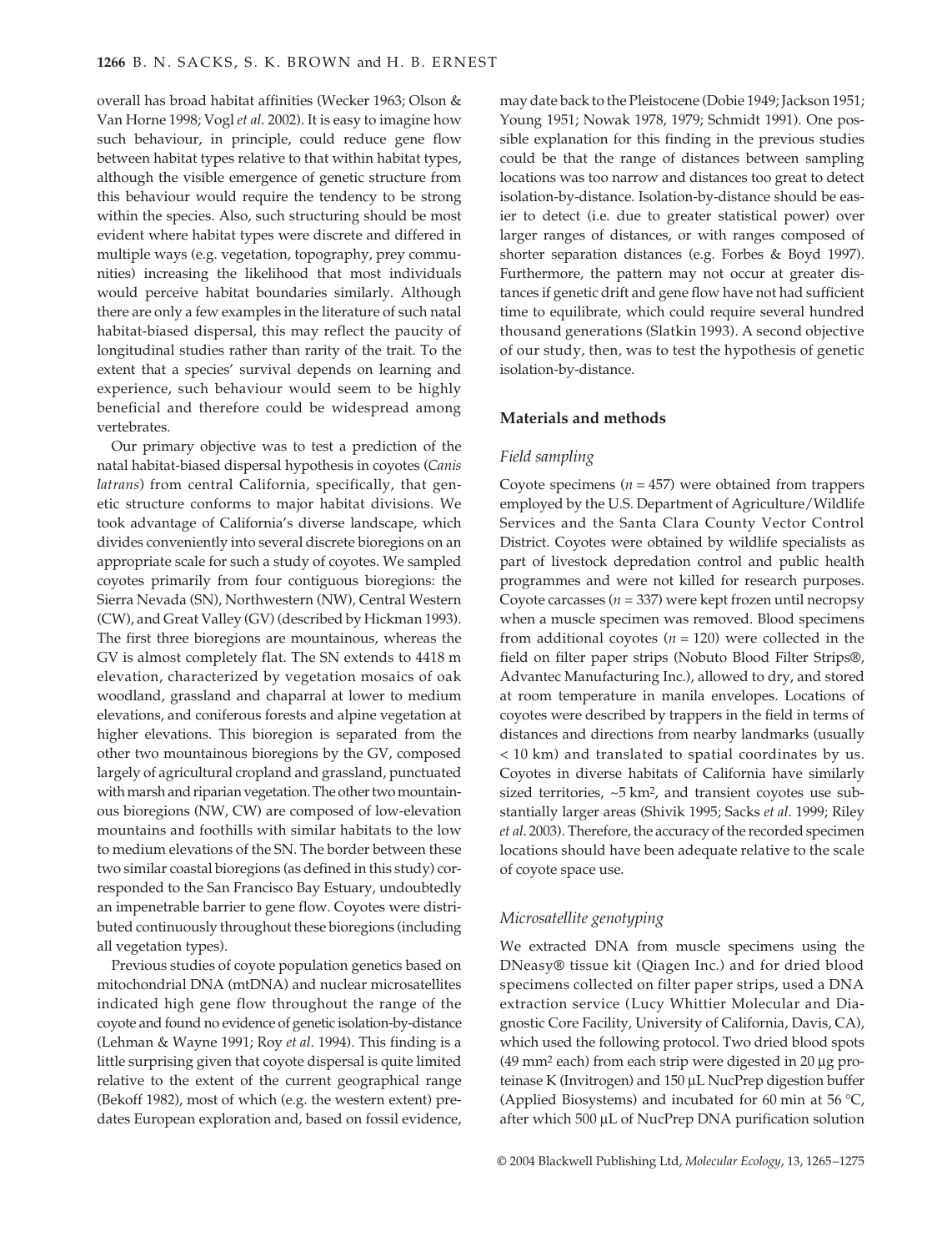overall has broad habitat affinities (Wecker 1963; Olson & Van Horne 1998; Vogl *et al*. 2002). It is easy to imagine how such behaviour, in principle, could reduce gene flow between habitat types relative to that within habitat types, although the visible emergence of genetic structure from this behaviour would require the tendency to be strong within the species. Also, such structuring should be most evident where habitat types were discrete and differed in multiple ways (e.g. vegetation, topography, prey communities) increasing the likelihood that most individuals would perceive habitat boundaries similarly. Although there are only a few examples in the literature of such natal habitat-biased dispersal, this may reflect the paucity of longitudinal studies rather than rarity of the trait. To the extent that a species' survival depends on learning and experience, such behaviour would seem to be highly beneficial and therefore could be widespread among vertebrates.

Our primary objective was to test a prediction of the natal habitat-biased dispersal hypothesis in coyotes (*Canis latrans*) from central California, specifically, that genetic structure conforms to major habitat divisions. We took advantage of California's diverse landscape, which divides conveniently into several discrete bioregions on an appropriate scale for such a study of coyotes. We sampled coyotes primarily from four contiguous bioregions: the Sierra Nevada (SN), Northwestern (NW), Central Western (CW), and Great Valley (GV) (described by Hickman 1993). The first three bioregions are mountainous, whereas the GV is almost completely flat. The SN extends to 4418 m elevation, characterized by vegetation mosaics of oak woodland, grassland and chaparral at lower to medium elevations, and coniferous forests and alpine vegetation at higher elevations. This bioregion is separated from the other two mountainous bioregions by the GV, composed largely of agricultural cropland and grassland, punctuated with marsh and riparian vegetation. The other two mountainous bioregions (NW, CW) are composed of low-elevation mountains and foothills with similar habitats to the low to medium elevations of the SN. The border between these two similar coastal bioregions (as defined in this study) corresponded to the San Francisco Bay Estuary, undoubtedly an impenetrable barrier to gene flow. Coyotes were distributed continuously throughout these bioregions (including all vegetation types).

Previous studies of coyote population genetics based on mitochondrial DNA (mtDNA) and nuclear microsatellites indicated high gene flow throughout the range of the coyote and found no evidence of genetic isolation-by-distance (Lehman & Wayne 1991; Roy *et al*. 1994). This finding is a little surprising given that coyote dispersal is quite limited relative to the extent of the current geographical range (Bekoff 1982), most of which (e.g. the western extent) predates European exploration and, based on fossil evidence, may date back to the Pleistocene (Dobie 1949; Jackson 1951; Young 1951; Nowak 1978, 1979; Schmidt 1991). One possible explanation for this finding in the previous studies could be that the range of distances between sampling locations was too narrow and distances too great to detect isolation-by-distance. Isolation-by-distance should be easier to detect (i.e. due to greater statistical power) over larger ranges of distances, or with ranges composed of shorter separation distances (e.g. Forbes & Boyd 1997). Furthermore, the pattern may not occur at greater distances if genetic drift and gene flow have not had sufficient time to equilibrate, which could require several hundred thousand generations (Slatkin 1993). A second objective of our study, then, was to test the hypothesis of genetic isolation-by-distance.

## Materials and methods

### Field sampling

Coyote specimens ($n = 457$) were obtained from trappers employed by the U.S. Department of Agriculture/Wildlife Services and the Santa Clara County Vector Control District. Coyotes were obtained by wildlife specialists as part of livestock depredation control and public health programmes and were not killed for research purposes. Coyote carcasses ($n = 337$) were kept frozen until necropsy when a muscle specimen was removed. Blood specimens from additional coyotes ($n = 120$) were collected in the field on filter paper strips (Nobuto Blood Filter Strips®, Advantec Manufacturing Inc.), allowed to dry, and stored at room temperature in manila envelopes. Locations of coyotes were described by trappers in the field in terms of distances and directions from nearby landmarks (usually < 10 km) and translated to spatial coordinates by us. Coyotes in diverse habitats of California have similarly sized territories, ~5 km², and transient coyotes use substantially larger areas (Shivik 1995; Sacks *et al*. 1999; Riley *et al*. 2003). Therefore, the accuracy of the recorded specimen locations should have been adequate relative to the scale of coyote space use.

### Microsatellite genotyping

We extracted DNA from muscle specimens using the DNeasy® tissue kit (Qiagen Inc.) and for dried blood specimens collected on filter paper strips, used a DNA extraction service (Lucy Whittier Molecular and Diagnostic Core Facility, University of California, Davis, CA), which used the following protocol. Two dried blood spots (49 mm² each) from each strip were digested in 20 µg proteinase K (Invitrogen) and 150 µL NucPrep digestion buffer (Applied Biosystems) and incubated for 60 min at 56 °C, after which 500 µL of NucPrep DNA purification solution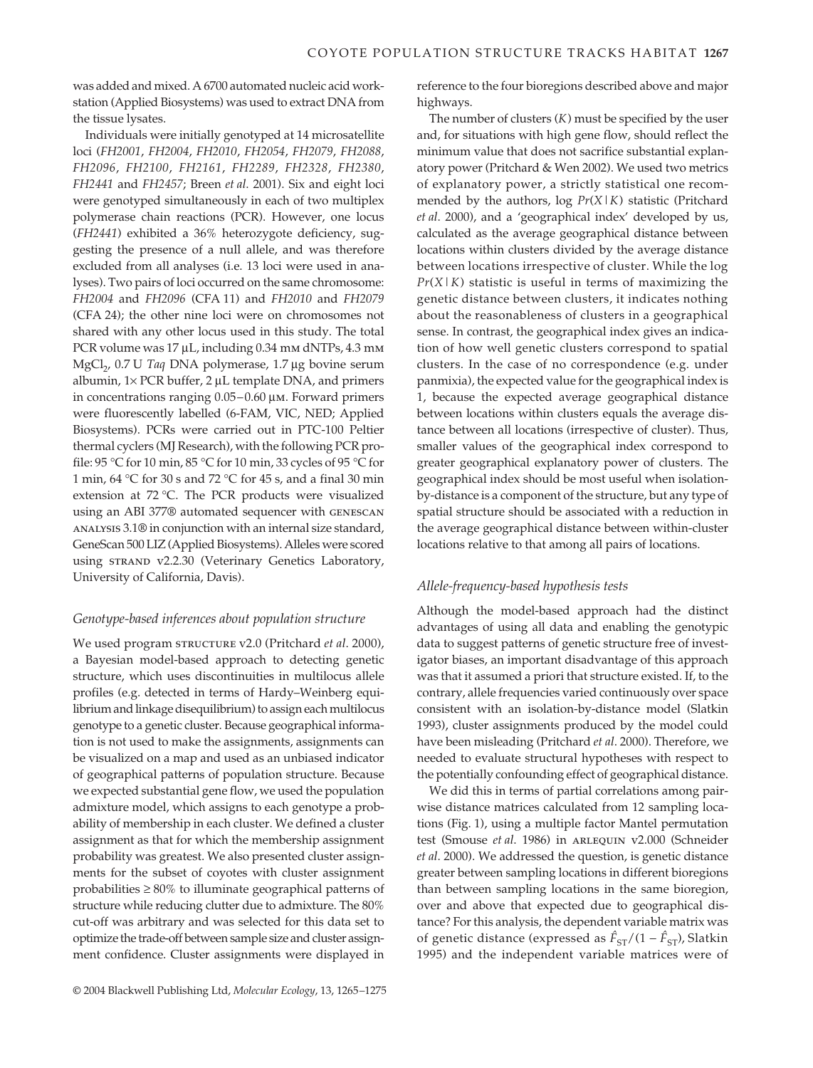was added and mixed. A 6700 automated nucleic acid workstation (Applied Biosystems) was used to extract DNA from the tissue lysates.

Individuals were initially genotyped at 14 microsatellite loci (*FH2001*, *FH2004*, *FH2010*, *FH2054*, *FH2079*, *FH2088*, *FH2096*, *FH2100*, *FH2161*, *FH2289*, *FH2328*, *FH2380*, *FH2441* and *FH2457*; Breen *et al*. 2001). Six and eight loci were genotyped simultaneously in each of two multiplex polymerase chain reactions (PCR). However, one locus (*FH2441*) exhibited a 36% heterozygote deficiency, suggesting the presence of a null allele, and was therefore excluded from all analyses (i.e. 13 loci were used in analyses). Two pairs of loci occurred on the same chromosome: *FH2004* and *FH2096* (CFA 11) and *FH2010* and *FH2079* (CFA 24); the other nine loci were on chromosomes not shared with any other locus used in this study. The total PCR volume was 17 μL, including 0.34 mM dNTPs, 4.3 mM $MgCl_2$, 0.7 U *Taq* DNA polymerase, 1.7 μg bovine serum albumin, 1× PCR buffer, 2 μL template DNA, and primers in concentrations ranging 0.05–0.60 μM. Forward primers were fluorescently labelled (6-FAM, VIC, NED; Applied Biosystems). PCRs were carried out in PTC-100 Peltier thermal cyclers (MJ Research), with the following PCR profile: 95 °C for 10 min, 85 °C for 10 min, 33 cycles of 95 °C for 1 min, 64 °C for 30 s and 72 °C for 45 s, and a final 30 min extension at 72 °C. The PCR products were visualized using an ABI 377® automated sequencer with GENESCAN ANALYSIS 3.1® in conjunction with an internal size standard, GeneScan 500 LIZ (Applied Biosystems). Alleles were scored using STRAND v2.2.30 (Veterinary Genetics Laboratory, University of California, Davis).

### *Genotype-based inferences about population structure*

We used program STRUCTURE v2.0 (Pritchard *et al*. 2000), a Bayesian model-based approach to detecting genetic structure, which uses discontinuities in multilocus allele profiles (e.g. detected in terms of Hardy–Weinberg equilibrium and linkage disequilibrium) to assign each multilocus genotype to a genetic cluster. Because geographical information is not used to make the assignments, assignments can be visualized on a map and used as an unbiased indicator of geographical patterns of population structure. Because we expected substantial gene flow, we used the population admixture model, which assigns to each genotype a probability of membership in each cluster. We defined a cluster assignment as that for which the membership assignment probability was greatest. We also presented cluster assignments for the subset of coyotes with cluster assignment probabilities ≥ 80% to illuminate geographical patterns of structure while reducing clutter due to admixture. The 80% cut-off was arbitrary and was selected for this data set to optimize the trade-off between sample size and cluster assignment confidence. Cluster assignments were displayed in reference to the four bioregions described above and major highways.

The number of clusters ($K$) must be specified by the user and, for situations with high gene flow, should reflect the minimum value that does not sacrifice substantial explanatory power (Pritchard & Wen 2002). We used two metrics of explanatory power, a strictly statistical one recommended by the authors, log $Pr(X|K)$ statistic (Pritchard *et al*. 2000), and a 'geographical index' developed by us, calculated as the average geographical distance between locations within clusters divided by the average distance between locations irrespective of cluster. While the log $Pr(X|K)$ statistic is useful in terms of maximizing the genetic distance between clusters, it indicates nothing about the reasonableness of clusters in a geographical sense. In contrast, the geographical index gives an indication of how well genetic clusters correspond to spatial clusters. In the case of no correspondence (e.g. under panmixia), the expected value for the geographical index is 1, because the expected average geographical distance between locations within clusters equals the average distance between all locations (irrespective of cluster). Thus, smaller values of the geographical index correspond to greater geographical explanatory power of clusters. The geographical index should be most useful when isolation-by-distance is a component of the structure, but any type of spatial structure should be associated with a reduction in the average geographical distance between within-cluster locations relative to that among all pairs of locations.

### *Allele-frequency-based hypothesis tests*

Although the model-based approach had the distinct advantages of using all data and enabling the genotypic data to suggest patterns of genetic structure free of investigator biases, an important disadvantage of this approach was that it assumed a priori that structure existed. If, to the contrary, allele frequencies varied continuously over space consistent with an isolation-by-distance model (Slatkin 1993), cluster assignments produced by the model could have been misleading (Pritchard *et al*. 2000). Therefore, we needed to evaluate structural hypotheses with respect to the potentially confounding effect of geographical distance.

We did this in terms of partial correlations among pairwise distance matrices calculated from 12 sampling locations (Fig. 1), using a multiple factor Mantel permutation test (Smouse *et al*. 1986) in ARLEQUIN v2.000 (Schneider *et al*. 2000). We addressed the question, is genetic distance greater between sampling locations in different bioregions than between sampling locations in the same bioregion, over and above that expected due to geographical distance? For this analysis, the dependent variable matrix was of genetic distance (expressed as $\hat{F}_{ST}/(1 - \hat{F}_{ST})$, Slatkin 1995) and the independent variable matrices were of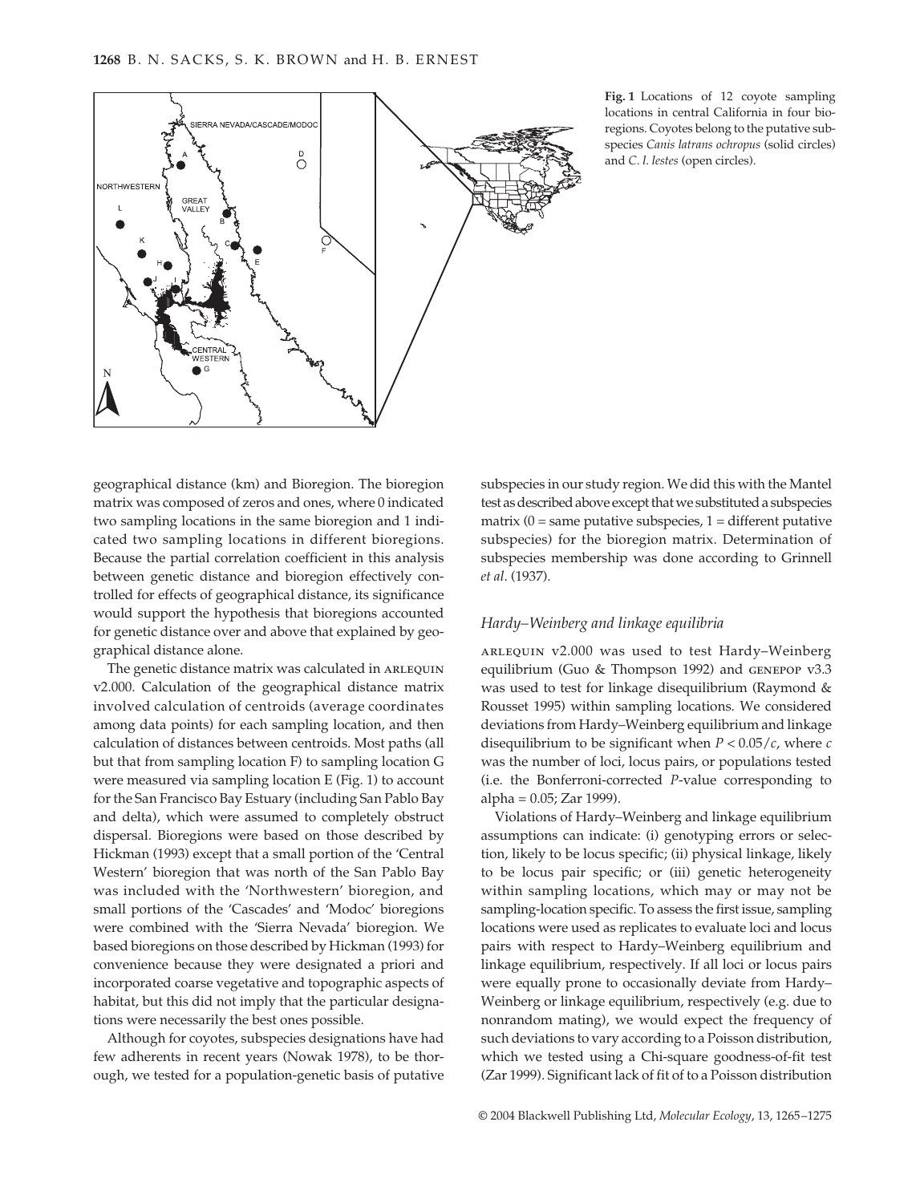**Fig. 1** Locations of 12 coyote sampling locations in central California in four bioregions. Coyotes belong to the putative subspecies *Canis latrans ochropus* (solid circles) and *C. l. lestes* (open circles).

geographical distance (km) and Bioregion. The bioregion matrix was composed of zeros and ones, where 0 indicated two sampling locations in the same bioregion and 1 indicated two sampling locations in different bioregions. Because the partial correlation coefficient in this analysis between genetic distance and bioregion effectively controlled for effects of geographical distance, its significance would support the hypothesis that bioregions accounted for genetic distance over and above that explained by geographical distance alone.

The genetic distance matrix was calculated in ARLEQUIN v2.000. Calculation of the geographical distance matrix involved calculation of centroids (average coordinates among data points) for each sampling location, and then calculation of distances between centroids. Most paths (all but that from sampling location F) to sampling location G were measured via sampling location E (Fig. 1) to account for the San Francisco Bay Estuary (including San Pablo Bay and delta), which were assumed to completely obstruct dispersal. Bioregions were based on those described by Hickman (1993) except that a small portion of the 'Central Western' bioregion that was north of the San Pablo Bay was included with the 'Northwestern' bioregion, and small portions of the 'Cascades' and 'Modoc' bioregions were combined with the 'Sierra Nevada' bioregion. We based bioregions on those described by Hickman (1993) for convenience because they were designated a priori and incorporated coarse vegetative and topographic aspects of habitat, but this did not imply that the particular designations were necessarily the best ones possible.

Although for coyotes, subspecies designations have had few adherents in recent years (Nowak 1978), to be thorough, we tested for a population-genetic basis of putative subspecies in our study region. We did this with the Mantel test as described above except that we substituted a subspecies matrix (0 = same putative subspecies, 1 = different putative subspecies) for the bioregion matrix. Determination of subspecies membership was done according to Grinnell *et al*. (1937).

### *Hardy–Weinberg and linkage equilibria*

ARLEQUIN v2.000 was used to test Hardy–Weinberg equilibrium (Guo & Thompson 1992) and GENEPOP v3.3 was used to test for linkage disequilibrium (Raymond & Rousset 1995) within sampling locations. We considered deviations from Hardy–Weinberg equilibrium and linkage disequilibrium to be significant when $P < 0.05/c$, where $c$ was the number of loci, locus pairs, or populations tested (i.e. the Bonferroni-corrected $P$-value corresponding to alpha = 0.05; Zar 1999).

Violations of Hardy–Weinberg and linkage equilibrium assumptions can indicate: (i) genotyping errors or selection, likely to be locus specific; (ii) physical linkage, likely to be locus pair specific; or (iii) genetic heterogeneity within sampling locations, which may or may not be sampling-location specific. To assess the first issue, sampling locations were used as replicates to evaluate loci and locus pairs with respect to Hardy–Weinberg equilibrium and linkage equilibrium, respectively. If all loci or locus pairs were equally prone to occasionally deviate from Hardy–Weinberg or linkage equilibrium, respectively (e.g. due to nonrandom mating), we would expect the frequency of such deviations to vary according to a Poisson distribution, which we tested using a Chi-square goodness-of-fit test (Zar 1999). Significant lack of fit of to a Poisson distribution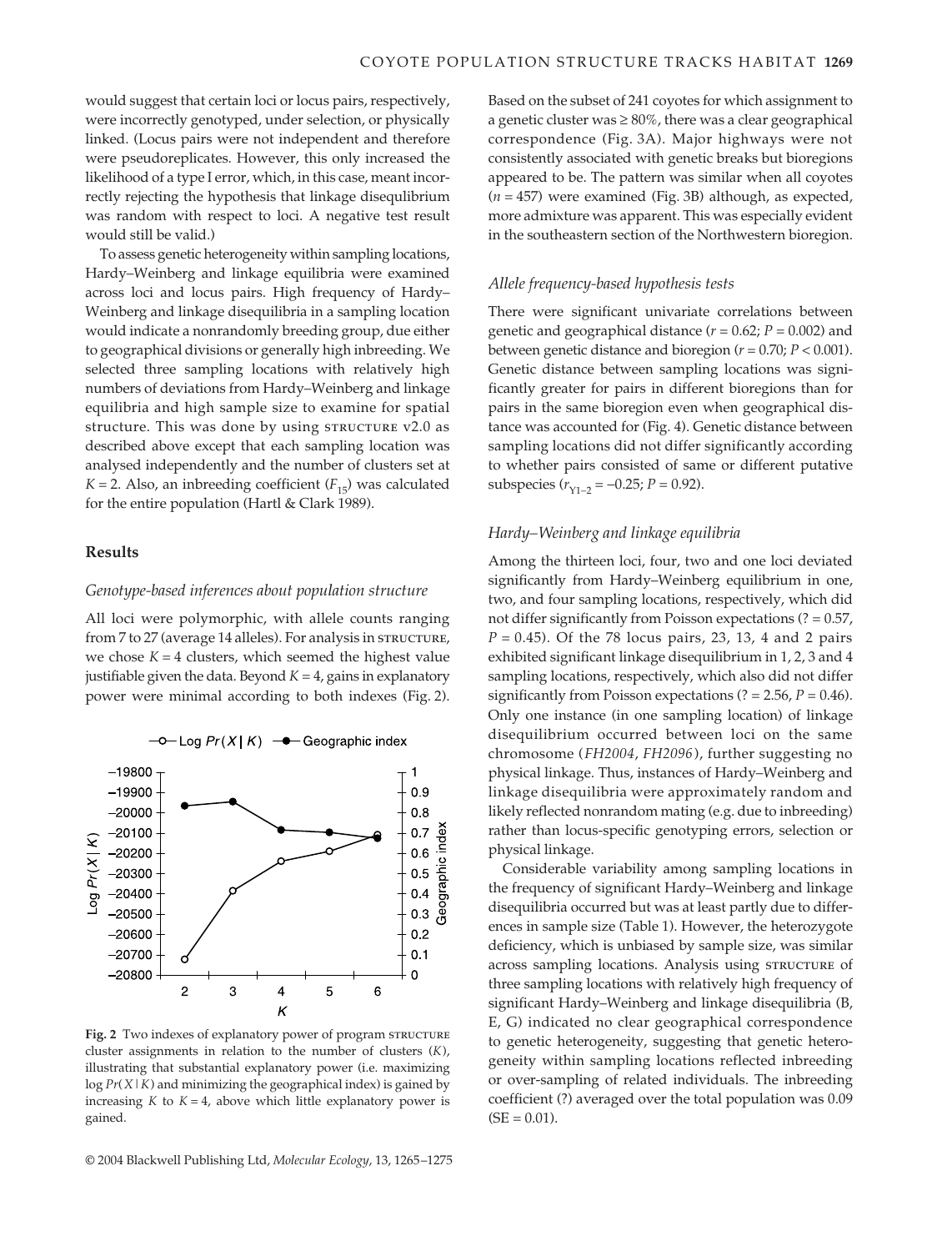would suggest that certain loci or locus pairs, respectively, were incorrectly genotyped, under selection, or physically linked. (Locus pairs were not independent and therefore were pseudoreplicates. However, this only increased the likelihood of a type I error, which, in this case, meant incorrectly rejecting the hypothesis that linkage disequlibrium was random with respect to loci. A negative test result would still be valid.)

To assess genetic heterogeneity within sampling locations, Hardy–Weinberg and linkage equilibria were examined across loci and locus pairs. High frequency of Hardy–Weinberg and linkage disequilibria in a sampling location would indicate a nonrandomly breeding group, due either to geographical divisions or generally high inbreeding. We selected three sampling locations with relatively high numbers of deviations from Hardy–Weinberg and linkage equilibria and high sample size to examine for spatial structure. This was done by using STRUCTURE v2.0 as described above except that each sampling location was analysed independently and the number of clusters set at $K = 2$. Also, an inbreeding coefficient ($F_{15}$) was calculated for the entire population (Hartl & Clark 1989).

## Results

### Genotype-based inferences about population structure

All loci were polymorphic, with allele counts ranging from 7 to 27 (average 14 alleles). For analysis in STRUCTURE, we chose $K = 4$ clusters, which seemed the highest value justifiable given the data. Beyond $K = 4$, gains in explanatory power were minimal according to both indexes (Fig. 2).

**Fig. 2** Two indexes of explanatory power of program STRUCTURE cluster assignments in relation to the number of clusters ($K$), illustrating that substantial explanatory power (i.e. maximizing $\log Pr(X\,|\,K)$ and minimizing the geographical index) is gained by increasing $K$ to $K = 4$, above which little explanatory power is gained.

Based on the subset of 241 coyotes for which assignment to a genetic cluster was ≥ 80%, there was a clear geographical correspondence (Fig. 3A). Major highways were not consistently associated with genetic breaks but bioregions appeared to be. The pattern was similar when all coyotes ($n = 457$) were examined (Fig. 3B) although, as expected, more admixture was apparent. This was especially evident in the southeastern section of the Northwestern bioregion.

### Allele frequency-based hypothesis tests

There were significant univariate correlations between genetic and geographical distance ($r = 0.62$; $P = 0.002$) and between genetic distance and bioregion ($r = 0.70$; $P < 0.001$). Genetic distance between sampling locations was significantly greater for pairs in different bioregions than for pairs in the same bioregion even when geographical distance was accounted for (Fig. 4). Genetic distance between sampling locations did not differ significantly according to whether pairs consisted of same or different putative subspecies ($r_{Y1-2} = -0.25$; $P = 0.92$).

### Hardy–Weinberg and linkage equilibria

Among the thirteen loci, four, two and one loci deviated significantly from Hardy–Weinberg equilibrium in one, two, and four sampling locations, respectively, which did not differ significantly from Poisson expectations (? = 0.57, $P = 0.45$). Of the 78 locus pairs, 23, 13, 4 and 2 pairs exhibited significant linkage disequilibrium in 1, 2, 3 and 4 sampling locations, respectively, which also did not differ significantly from Poisson expectations (? = 2.56, $P = 0.46$). Only one instance (in one sampling location) of linkage disequilibrium occurred between loci on the same chromosome (*FH2004*, *FH2096*), further suggesting no physical linkage. Thus, instances of Hardy–Weinberg and linkage disequilibria were approximately random and likely reflected nonrandom mating (e.g. due to inbreeding) rather than locus-specific genotyping errors, selection or physical linkage.

Considerable variability among sampling locations in the frequency of significant Hardy–Weinberg and linkage disequilibria occurred but was at least partly due to differences in sample size (Table 1). However, the heterozygote deficiency, which is unbiased by sample size, was similar across sampling locations. Analysis using STRUCTURE of three sampling locations with relatively high frequency of significant Hardy–Weinberg and linkage disequilibria (B, E, G) indicated no clear geographical correspondence to genetic heterogeneity, suggesting that genetic heterogeneity within sampling locations reflected inbreeding or over-sampling of related individuals. The inbreeding coefficient (?) averaged over the total population was 0.09 (SE = 0.01).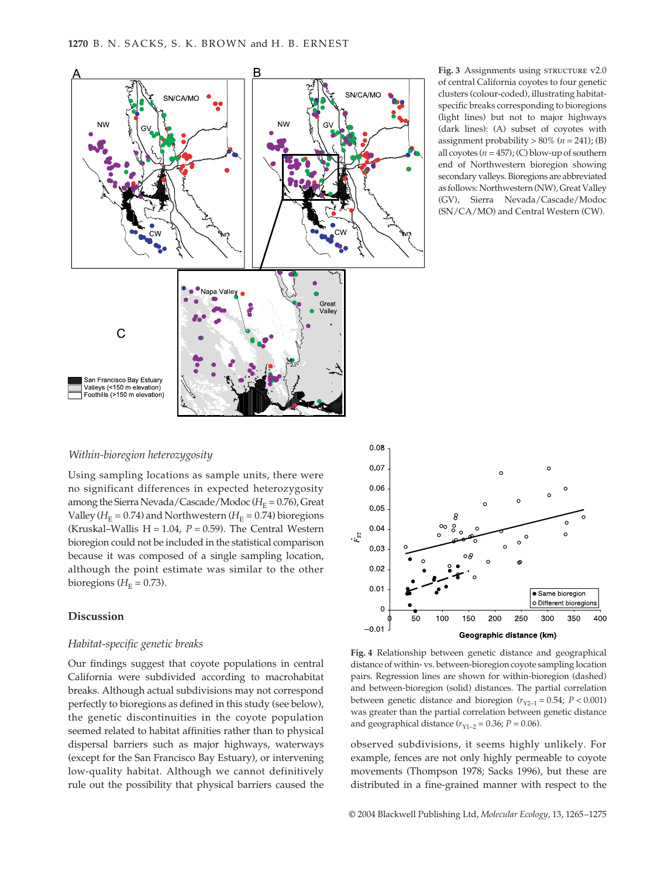**Fig. 3** Assignments using STRUCTURE v2.0 of central California coyotes to four genetic clusters (colour-coded), illustrating habitat-specific breaks corresponding to bioregions (light lines) but not to major highways (dark lines): (A) subset of coyotes with assignment probability > 80% ($n = 241$); (B) all coyotes ($n = 457$); (C) blow-up of southern end of Northwestern bioregion showing secondary valleys. Bioregions are abbreviated as follows: Northwestern (NW), Great Valley (GV), Sierra Nevada/Cascade/Modoc (SN/CA/MO) and Central Western (CW).

**Fig. 4** Relationship between genetic distance and geographical distance of within- vs. between-bioregion coyote sampling location pairs. Regression lines are shown for within-bioregion (dashed) and between-bioregion (solid) distances. The partial correlation between genetic distance and bioregion ($r_{Y2-1} = 0.54$; $P < 0.001$) was greater than the partial correlation between genetic distance and geographical distance ($r_{Y1-2} = 0.36$; $P = 0.06$).

### *Within-bioregion heterozygosity*

Using sampling locations as sample units, there were no significant differences in expected heterozygosity among the Sierra Nevada/Cascade/Modoc ($H_E = 0.76$), Great Valley ($H_E = 0.74$) and Northwestern ($H_E = 0.74$) bioregions (Kruskal–Wallis H = 1.04, $P = 0.59$). The Central Western bioregion could not be included in the statistical comparison because it was composed of a single sampling location, although the point estimate was similar to the other bioregions ($H_E = 0.73$).

## Discussion

### *Habitat-specific genetic breaks*

Our findings suggest that coyote populations in central California were subdivided according to macrohabitat breaks. Although actual subdivisions may not correspond perfectly to bioregions as defined in this study (see below), the genetic discontinuities in the coyote population seemed related to habitat affinities rather than to physical dispersal barriers such as major highways, waterways (except for the San Francisco Bay Estuary), or intervening low-quality habitat. Although we cannot definitively rule out the possibility that physical barriers caused the observed subdivisions, it seems highly unlikely. For example, fences are not only highly permeable to coyote movements (Thompson 1978; Sacks 1996), but these are distributed in a fine-grained manner with respect to the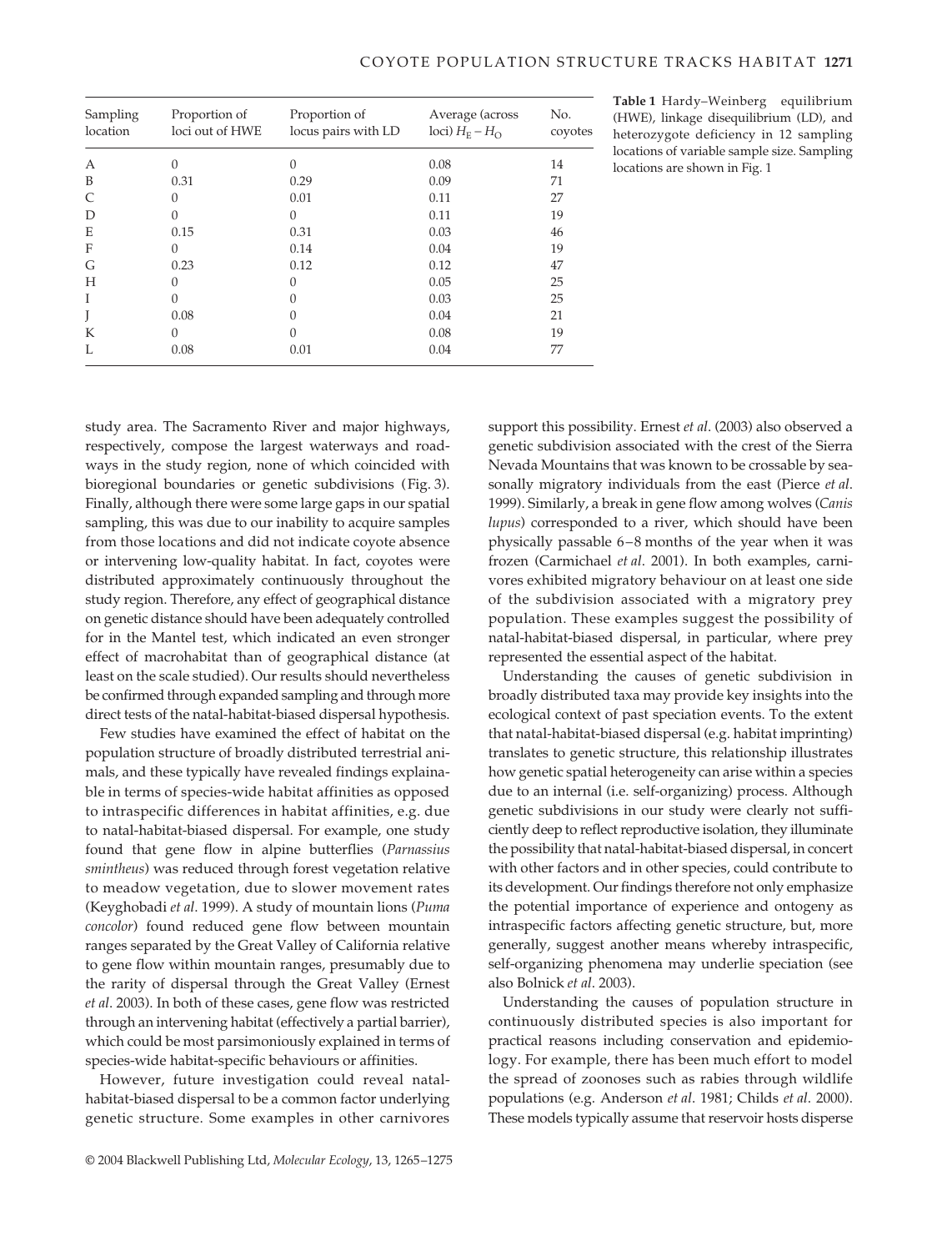**Table 1** Hardy–Weinberg equilibrium (HWE), linkage disequilibrium (LD), and heterozygote deficiency in 12 sampling locations of variable sample size. Sampling locations are shown in Fig. 1

| Sampling location | Proportion of loci out of HWE | Proportion of locus pairs with LD | Average (across loci) $H_E - H_O$ | No. coyotes |
|---|---|---|---|---|
| A | 0 | 0 | 0.08 | 14 |
| B | 0.31 | 0.29 | 0.09 | 71 |
| C | 0 | 0.01 | 0.11 | 27 |
| D | 0 | 0 | 0.11 | 19 |
| E | 0.15 | 0.31 | 0.03 | 46 |
| F | 0 | 0.14 | 0.04 | 19 |
| G | 0.23 | 0.12 | 0.12 | 47 |
| H | 0 | 0 | 0.05 | 25 |
| I | 0 | 0 | 0.03 | 25 |
| J | 0.08 | 0 | 0.04 | 21 |
| K | 0 | 0 | 0.08 | 19 |
| L | 0.08 | 0.01 | 0.04 | 77 |

study area. The Sacramento River and major highways, respectively, compose the largest waterways and roadways in the study region, none of which coincided with bioregional boundaries or genetic subdivisions (Fig. 3). Finally, although there were some large gaps in our spatial sampling, this was due to our inability to acquire samples from those locations and did not indicate coyote absence or intervening low-quality habitat. In fact, coyotes were distributed approximately continuously throughout the study region. Therefore, any effect of geographical distance on genetic distance should have been adequately controlled for in the Mantel test, which indicated an even stronger effect of macrohabitat than of geographical distance (at least on the scale studied). Our results should nevertheless be confirmed through expanded sampling and through more direct tests of the natal-habitat-biased dispersal hypothesis.

Few studies have examined the effect of habitat on the population structure of broadly distributed terrestrial animals, and these typically have revealed findings explainable in terms of species-wide habitat affinities as opposed to intraspecific differences in habitat affinities, e.g. due to natal-habitat-biased dispersal. For example, one study found that gene flow in alpine butterflies (*Parnassius smintheus*) was reduced through forest vegetation relative to meadow vegetation, due to slower movement rates (Keyghobadi *et al*. 1999). A study of mountain lions (*Puma concolor*) found reduced gene flow between mountain ranges separated by the Great Valley of California relative to gene flow within mountain ranges, presumably due to the rarity of dispersal through the Great Valley (Ernest *et al*. 2003). In both of these cases, gene flow was restricted through an intervening habitat (effectively a partial barrier), which could be most parsimoniously explained in terms of species-wide habitat-specific behaviours or affinities.

However, future investigation could reveal natal-habitat-biased dispersal to be a common factor underlying genetic structure. Some examples in other carnivores support this possibility. Ernest *et al*. (2003) also observed a genetic subdivision associated with the crest of the Sierra Nevada Mountains that was known to be crossable by seasonally migratory individuals from the east (Pierce *et al*. 1999). Similarly, a break in gene flow among wolves (*Canis lupus*) corresponded to a river, which should have been physically passable 6–8 months of the year when it was frozen (Carmichael *et al*. 2001). In both examples, carnivores exhibited migratory behaviour on at least one side of the subdivision associated with a migratory prey population. These examples suggest the possibility of natal-habitat-biased dispersal, in particular, where prey represented the essential aspect of the habitat.

Understanding the causes of genetic subdivision in broadly distributed taxa may provide key insights into the ecological context of past speciation events. To the extent that natal-habitat-biased dispersal (e.g. habitat imprinting) translates to genetic structure, this relationship illustrates how genetic spatial heterogeneity can arise within a species due to an internal (i.e. self-organizing) process. Although genetic subdivisions in our study were clearly not sufficiently deep to reflect reproductive isolation, they illuminate the possibility that natal-habitat-biased dispersal, in concert with other factors and in other species, could contribute to its development. Our findings therefore not only emphasize the potential importance of experience and ontogeny as intraspecific factors affecting genetic structure, but, more generally, suggest another means whereby intraspecific, self-organizing phenomena may underlie speciation (see also Bolnick *et al*. 2003).

Understanding the causes of population structure in continuously distributed species is also important for practical reasons including conservation and epidemiology. For example, there has been much effort to model the spread of zoonoses such as rabies through wildlife populations (e.g. Anderson *et al*. 1981; Childs *et al*. 2000). These models typically assume that reservoir hosts disperse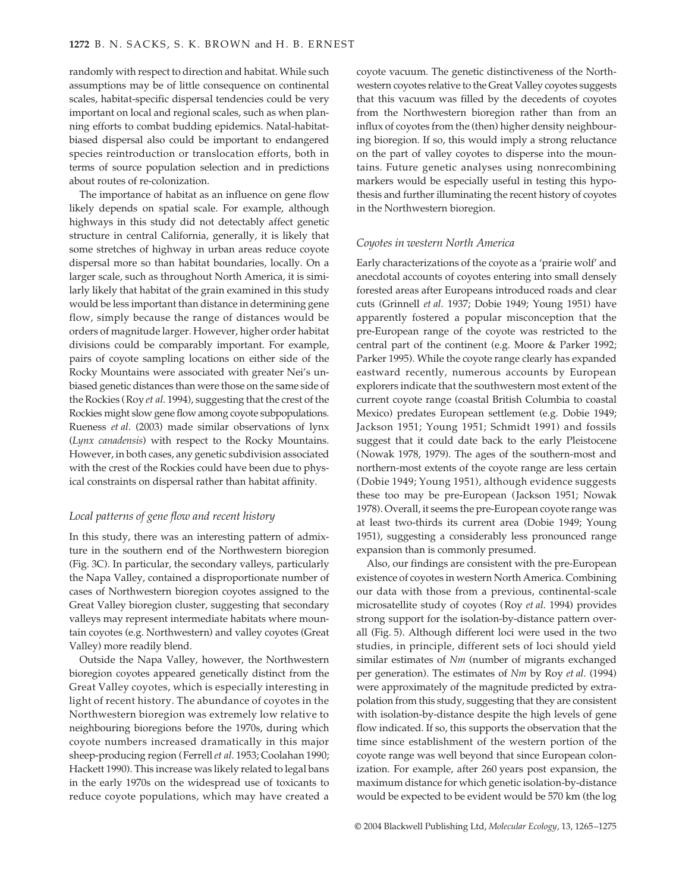randomly with respect to direction and habitat. While such assumptions may be of little consequence on continental scales, habitat-specific dispersal tendencies could be very important on local and regional scales, such as when planning efforts to combat budding epidemics. Natal-habitat-biased dispersal also could be important to endangered species reintroduction or translocation efforts, both in terms of source population selection and in predictions about routes of re-colonization.

The importance of habitat as an influence on gene flow likely depends on spatial scale. For example, although highways in this study did not detectably affect genetic structure in central California, generally, it is likely that some stretches of highway in urban areas reduce coyote dispersal more so than habitat boundaries, locally. On a larger scale, such as throughout North America, it is similarly likely that habitat of the grain examined in this study would be less important than distance in determining gene flow, simply because the range of distances would be orders of magnitude larger. However, higher order habitat divisions could be comparably important. For example, pairs of coyote sampling locations on either side of the Rocky Mountains were associated with greater Nei's unbiased genetic distances than were those on the same side of the Rockies (Roy *et al*. 1994), suggesting that the crest of the Rockies might slow gene flow among coyote subpopulations. Rueness *et al*. (2003) made similar observations of lynx (*Lynx canadensis*) with respect to the Rocky Mountains. However, in both cases, any genetic subdivision associated with the crest of the Rockies could have been due to physical constraints on dispersal rather than habitat affinity.

### *Local patterns of gene flow and recent history*

In this study, there was an interesting pattern of admixture in the southern end of the Northwestern bioregion (Fig. 3C). In particular, the secondary valleys, particularly the Napa Valley, contained a disproportionate number of cases of Northwestern bioregion coyotes assigned to the Great Valley bioregion cluster, suggesting that secondary valleys may represent intermediate habitats where mountain coyotes (e.g. Northwestern) and valley coyotes (Great Valley) more readily blend.

Outside the Napa Valley, however, the Northwestern bioregion coyotes appeared genetically distinct from the Great Valley coyotes, which is especially interesting in light of recent history. The abundance of coyotes in the Northwestern bioregion was extremely low relative to neighbouring bioregions before the 1970s, during which coyote numbers increased dramatically in this major sheep-producing region (Ferrell *et al*. 1953; Coolahan 1990; Hackett 1990). This increase was likely related to legal bans in the early 1970s on the widespread use of toxicants to reduce coyote populations, which may have created a coyote vacuum. The genetic distinctiveness of the Northwestern coyotes relative to the Great Valley coyotes suggests that this vacuum was filled by the decedents of coyotes from the Northwestern bioregion rather than from an influx of coyotes from the (then) higher density neighbouring bioregion. If so, this would imply a strong reluctance on the part of valley coyotes to disperse into the mountains. Future genetic analyses using nonrecombining markers would be especially useful in testing this hypothesis and further illuminating the recent history of coyotes in the Northwestern bioregion.

### *Coyotes in western North America*

Early characterizations of the coyote as a 'prairie wolf' and anecdotal accounts of coyotes entering into small densely forested areas after Europeans introduced roads and clear cuts (Grinnell *et al*. 1937; Dobie 1949; Young 1951) have apparently fostered a popular misconception that the pre-European range of the coyote was restricted to the central part of the continent (e.g. Moore & Parker 1992; Parker 1995). While the coyote range clearly has expanded eastward recently, numerous accounts by European explorers indicate that the southwestern most extent of the current coyote range (coastal British Columbia to coastal Mexico) predates European settlement (e.g. Dobie 1949; Jackson 1951; Young 1951; Schmidt 1991) and fossils suggest that it could date back to the early Pleistocene (Nowak 1978, 1979). The ages of the southern-most and northern-most extents of the coyote range are less certain (Dobie 1949; Young 1951), although evidence suggests these too may be pre-European (Jackson 1951; Nowak 1978). Overall, it seems the pre-European coyote range was at least two-thirds its current area (Dobie 1949; Young 1951), suggesting a considerably less pronounced range expansion than is commonly presumed.

Also, our findings are consistent with the pre-European existence of coyotes in western North America. Combining our data with those from a previous, continental-scale microsatellite study of coyotes (Roy *et al*. 1994) provides strong support for the isolation-by-distance pattern overall (Fig. 5). Although different loci were used in the two studies, in principle, different sets of loci should yield similar estimates of *Nm* (number of migrants exchanged per generation). The estimates of *Nm* by Roy *et al*. (1994) were approximately of the magnitude predicted by extrapolation from this study, suggesting that they are consistent with isolation-by-distance despite the high levels of gene flow indicated. If so, this supports the observation that the time since establishment of the western portion of the coyote range was well beyond that since European colonization. For example, after 260 years post expansion, the maximum distance for which genetic isolation-by-distance would be expected to be evident would be 570 km (the log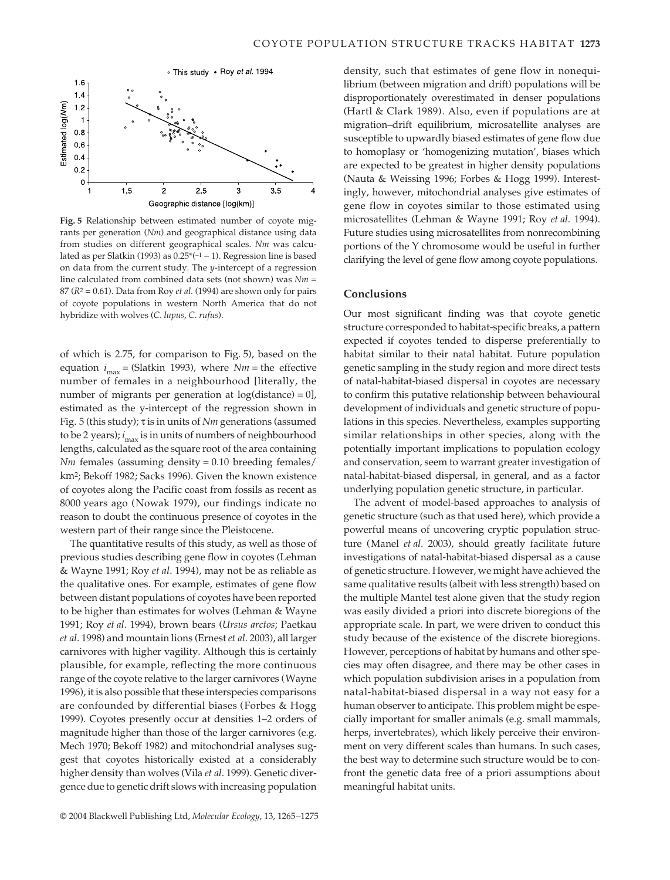◦ This study • Roy *et al.* 1994

Estimated log(Nm)

1.6
1.4
1.2
1
0.8
0.6
0.4
0.2
0

1
1.5
2
2.5
3
3.5
4

Geographic distance [log(km)]

**Fig. 5** Relationship between estimated number of coyote migrants per generation (*Nm*) and geographical distance using data from studies on different geographical scales. *Nm* was calculated as per Slatkin (1993) as $0.25*(^{-1} - 1)$. Regression line is based on data from the current study. The *y*-intercept of a regression line calculated from combined data sets (not shown) was *Nm* = 87 ($R^2 = 0.61$). Data from Roy *et al.* (1994) are shown only for pairs of coyote populations in western North America that do not hybridize with wolves (*C. lupus*, *C. rufus*).

of which is 2.75, for comparison to Fig. 5), based on the equation $i_{max}$ = (Slatkin 1993), where *Nm* = the effective number of females in a neighbourhood [literally, the number of migrants per generation at log(distance) = 0], estimated as the y-intercept of the regression shown in Fig. 5 (this study); τ is in units of *Nm* generations (assumed to be 2 years); $i_{max}$ is in units of numbers of neighbourhood lengths, calculated as the square root of the area containing *Nm* females (assuming density = 0.10 breeding females/km²; Bekoff 1982; Sacks 1996). Given the known existence of coyotes along the Pacific coast from fossils as recent as 8000 years ago (Nowak 1979), our findings indicate no reason to doubt the continuous presence of coyotes in the western part of their range since the Pleistocene.

The quantitative results of this study, as well as those of previous studies describing gene flow in coyotes (Lehman & Wayne 1991; Roy *et al*. 1994), may not be as reliable as the qualitative ones. For example, estimates of gene flow between distant populations of coyotes have been reported to be higher than estimates for wolves (Lehman & Wayne 1991; Roy *et al*. 1994), brown bears (*Ursus arctos*; Paetkau *et al*. 1998) and mountain lions (Ernest *et al*. 2003), all larger carnivores with higher vagility. Although this is certainly plausible, for example, reflecting the more continuous range of the coyote relative to the larger carnivores (Wayne 1996), it is also possible that these interspecies comparisons are confounded by differential biases (Forbes & Hogg 1999). Coyotes presently occur at densities 1–2 orders of magnitude higher than those of the larger carnivores (e.g. Mech 1970; Bekoff 1982) and mitochondrial analyses suggest that coyotes historically existed at a considerably higher density than wolves (Vila *et al*. 1999). Genetic divergence due to genetic drift slows with increasing population density, such that estimates of gene flow in nonequilibrium (between migration and drift) populations will be disproportionately overestimated in denser populations (Hartl & Clark 1989). Also, even if populations are at migration–drift equilibrium, microsatellite analyses are susceptible to upwardly biased estimates of gene flow due to homoplasy or 'homogenizing mutation', biases which are expected to be greatest in higher density populations (Nauta & Weissing 1996; Forbes & Hogg 1999). Interestingly, however, mitochondrial analyses give estimates of gene flow in coyotes similar to those estimated using microsatellites (Lehman & Wayne 1991; Roy *et al*. 1994). Future studies using microsatellites from nonrecombining portions of the Y chromosome would be useful in further clarifying the level of gene flow among coyote populations.

## Conclusions

Our most significant finding was that coyote genetic structure corresponded to habitat-specific breaks, a pattern expected if coyotes tended to disperse preferentially to habitat similar to their natal habitat. Future population genetic sampling in the study region and more direct tests of natal-habitat-biased dispersal in coyotes are necessary to confirm this putative relationship between behavioural development of individuals and genetic structure of populations in this species. Nevertheless, examples supporting similar relationships in other species, along with the potentially important implications to population ecology and conservation, seem to warrant greater investigation of natal-habitat-biased dispersal, in general, and as a factor underlying population genetic structure, in particular.

The advent of model-based approaches to analysis of genetic structure (such as that used here), which provide a powerful means of uncovering cryptic population structure (Manel *et al*. 2003), should greatly facilitate future investigations of natal-habitat-biased dispersal as a cause of genetic structure. However, we might have achieved the same qualitative results (albeit with less strength) based on the multiple Mantel test alone given that the study region was easily divided a priori into discrete bioregions of the appropriate scale. In part, we were driven to conduct this study because of the existence of the discrete bioregions. However, perceptions of habitat by humans and other species may often disagree, and there may be other cases in which population subdivision arises in a population from natal-habitat-biased dispersal in a way not easy for a human observer to anticipate. This problem might be especially important for smaller animals (e.g. small mammals, herps, invertebrates), which likely perceive their environment on very different scales than humans. In such cases, the best way to determine such structure would be to confront the genetic data free of a priori assumptions about meaningful habitat units.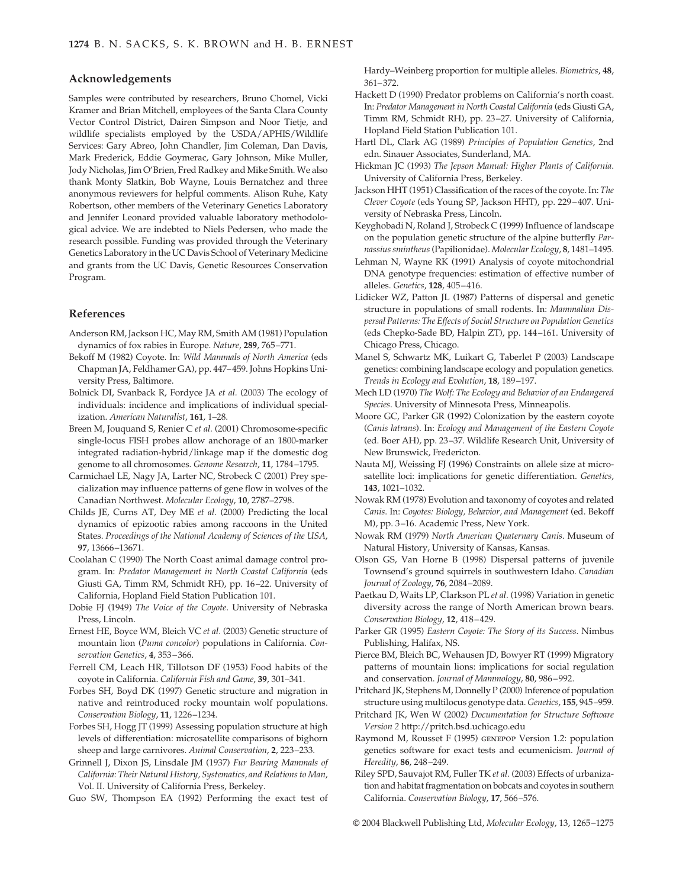## Acknowledgements

Samples were contributed by researchers, Bruno Chomel, Vicki Kramer and Brian Mitchell, employees of the Santa Clara County Vector Control District, Dairen Simpson and Noor Tietje, and wildlife specialists employed by the USDA/APHIS/Wildlife Services: Gary Abreo, John Chandler, Jim Coleman, Dan Davis, Mark Frederick, Eddie Goymerac, Gary Johnson, Mike Muller, Jody Nicholas, Jim O'Brien, Fred Radkey and Mike Smith. We also thank Monty Slatkin, Bob Wayne, Louis Bernatchez and three anonymous reviewers for helpful comments. Alison Ruhe, Katy Robertson, other members of the Veterinary Genetics Laboratory and Jennifer Leonard provided valuable laboratory methodological advice. We are indebted to Niels Pedersen, who made the research possible. Funding was provided through the Veterinary Genetics Laboratory in the UC Davis School of Veterinary Medicine and grants from the UC Davis, Genetic Resources Conservation Program.

## References

Anderson RM, Jackson HC, May RM, Smith AM (1981) Population dynamics of fox rabies in Europe. *Nature*, **289**, 765–771.

Bekoff M (1982) Coyote. In: *Wild Mammals of North America* (eds Chapman JA, Feldhamer GA), pp. 447–459. Johns Hopkins University Press, Baltimore.

Bolnick DI, Svanback R, Fordyce JA *et al.* (2003) The ecology of individuals: incidence and implications of individual specialization. *American Naturalist*, **161**, 1–28.

Breen M, Jouquand S, Renier C *et al.* (2001) Chromosome-specific single-locus FISH probes allow anchorage of an 1800-marker integrated radiation-hybrid/linkage map if the domestic dog genome to all chromosomes. *Genome Research*, **11**, 1784–1795.

Carmichael LE, Nagy JA, Larter NC, Strobeck C (2001) Prey specialization may influence patterns of gene flow in wolves of the Canadian Northwest. *Molecular Ecology*, **10**, 2787–2798.

Childs JE, Curns AT, Dey ME *et al.* (2000) Predicting the local dynamics of epizootic rabies among raccoons in the United States. *Proceedings of the National Academy of Sciences of the USA*, **97**, 13666–13671.

Coolahan C (1990) The North Coast animal damage control program. In: *Predator Management in North Coastal California* (eds Giusti GA, Timm RM, Schmidt RH), pp. 16–22. University of California, Hopland Field Station Publication 101.

Dobie FJ (1949) *The Voice of the Coyote*. University of Nebraska Press, Lincoln.

Ernest HE, Boyce WM, Bleich VC *et al.* (2003) Genetic structure of mountain lion (*Puma concolor*) populations in California. *Conservation Genetics*, **4**, 353–366.

Ferrell CM, Leach HR, Tillotson DF (1953) Food habits of the coyote in California. *California Fish and Game*, **39**, 301–341.

Forbes SH, Boyd DK (1997) Genetic structure and migration in native and reintroduced rocky mountain wolf populations. *Conservation Biology*, **11**, 1226–1234.

Forbes SH, Hogg JT (1999) Assessing population structure at high levels of differentiation: microsatellite comparisons of bighorn sheep and large carnivores. *Animal Conservation*, **2**, 223–233.

Grinnell J, Dixon JS, Linsdale JM (1937) *Fur Bearing Mammals of California: Their Natural History, Systematics, and Relations to Man*, Vol. II. University of California Press, Berkeley.

Guo SW, Thompson EA (1992) Performing the exact test of Hardy–Weinberg proportion for multiple alleles. *Biometrics*, **48**, 361–372.

Hackett D (1990) Predator problems on California's north coast. In: *Predator Management in North Coastal California* (eds Giusti GA, Timm RM, Schmidt RH), pp. 23–27. University of California, Hopland Field Station Publication 101.

Hartl DL, Clark AG (1989) *Principles of Population Genetics*, 2nd edn. Sinauer Associates, Sunderland, MA.

Hickman JC (1993) *The Jepson Manual: Higher Plants of California*. University of California Press, Berkeley.

Jackson HHT (1951) Classification of the races of the coyote. In: *The Clever Coyote* (eds Young SP, Jackson HHT), pp. 229–407. University of Nebraska Press, Lincoln.

Keyghobadi N, Roland J, Strobeck C (1999) Influence of landscape on the population genetic structure of the alpine butterfly *Parnassius smintheus* (Papilionidae). *Molecular Ecology*, **8**, 1481–1495.

Lehman N, Wayne RK (1991) Analysis of coyote mitochondrial DNA genotype frequencies: estimation of effective number of alleles. *Genetics*, **128**, 405–416.

Lidicker WZ, Patton JL (1987) Patterns of dispersal and genetic structure in populations of small rodents. In: *Mammalian Dispersal Patterns: The Effects of Social Structure on Population Genetics* (eds Chepko-Sade BD, Halpin ZT), pp. 144–161. University of Chicago Press, Chicago.

Manel S, Schwartz MK, Luikart G, Taberlet P (2003) Landscape genetics: combining landscape ecology and population genetics. *Trends in Ecology and Evolution*, **18**, 189–197.

Mech LD (1970) *The Wolf: The Ecology and Behavior of an Endangered Species*. University of Minnesota Press, Minneapolis.

Moore GC, Parker GR (1992) Colonization by the eastern coyote (*Canis latrans*). In: *Ecology and Management of the Eastern Coyote* (ed. Boer AH), pp. 23–37. Wildlife Research Unit, University of New Brunswick, Fredericton.

Nauta MJ, Weissing FJ (1996) Constraints on allele size at microsatellite loci: implications for genetic differentiation. *Genetics*, **143**, 1021–1032.

Nowak RM (1978) Evolution and taxonomy of coyotes and related *Canis*. In: *Coyotes: Biology, Behavior, and Management* (ed. Bekoff M), pp. 3–16. Academic Press, New York.

Nowak RM (1979) *North American Quaternary Canis*. Museum of Natural History, University of Kansas, Kansas.

Olson GS, Van Horne B (1998) Dispersal patterns of juvenile Townsend's ground squirrels in southwestern Idaho. *Canadian Journal of Zoology*, **76**, 2084–2089.

Paetkau D, Waits LP, Clarkson PL *et al.* (1998) Variation in genetic diversity across the range of North American brown bears. *Conservation Biology*, **12**, 418–429.

Parker GR (1995) *Eastern Coyote: The Story of its Success*. Nimbus Publishing, Halifax, NS.

Pierce BM, Bleich BC, Wehausen JD, Bowyer RT (1999) Migratory patterns of mountain lions: implications for social regulation and conservation. *Journal of Mammology*, **80**, 986–992.

Pritchard JK, Stephens M, Donnelly P (2000) Inference of population structure using multilocus genotype data. *Genetics*, **155**, 945–959.

Pritchard JK, Wen W (2002) *Documentation for Structure Software Version 2* http://pritch.bsd.uchicago.edu

Raymond M, Rousset F (1995) GENEPOP Version 1.2: population genetics software for exact tests and ecumenicism. *Journal of Heredity*, **86**, 248–249.

Riley SPD, Sauvajot RM, Fuller TK *et al.* (2003) Effects of urbanization and habitat fragmentation on bobcats and coyotes in southern California. *Conservation Biology*, **17**, 566–576.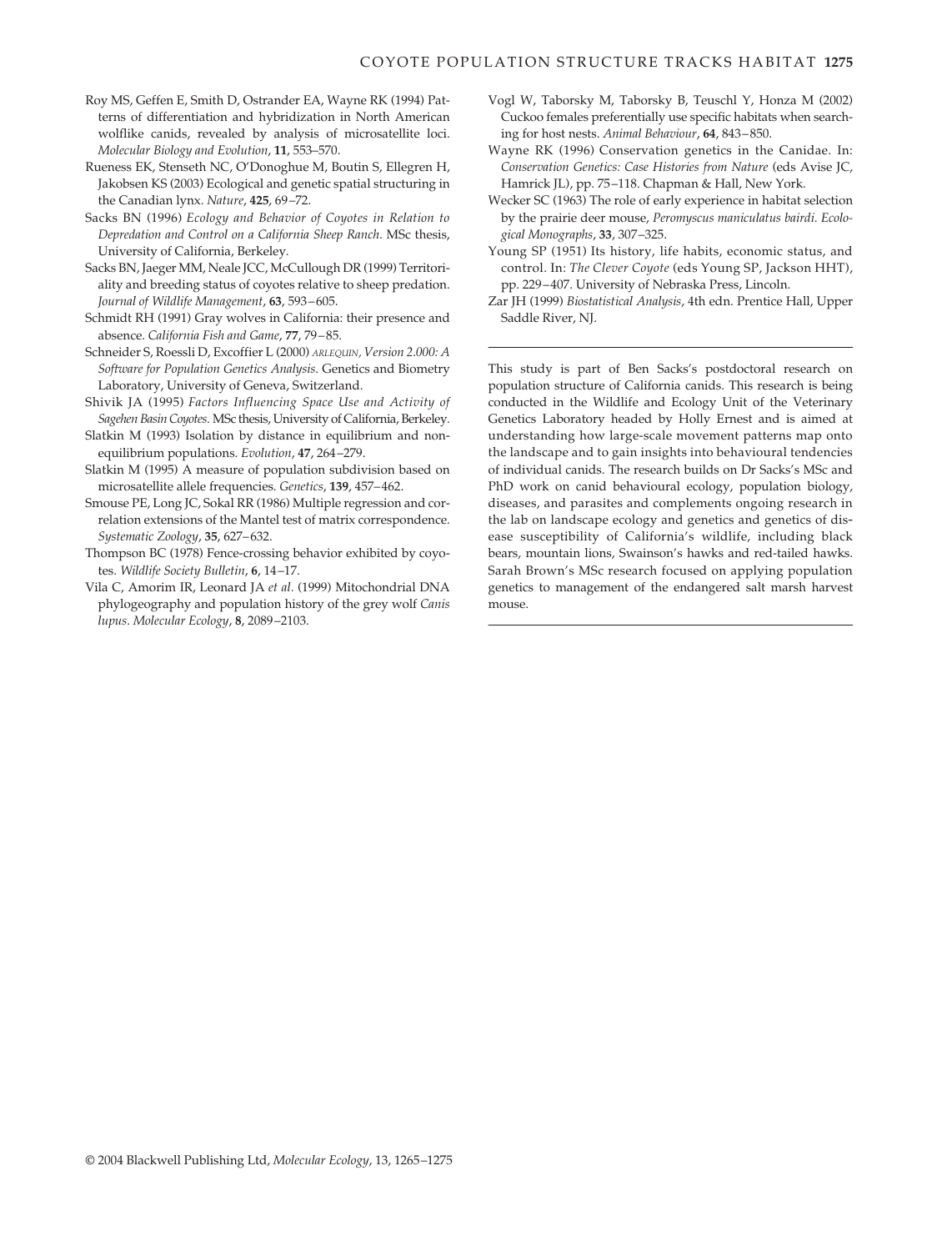Roy MS, Geffen E, Smith D, Ostrander EA, Wayne RK (1994) Patterns of differentiation and hybridization in North American wolflike canids, revealed by analysis of microsatellite loci. *Molecular Biology and Evolution*, **11**, 553–570.

Rueness EK, Stenseth NC, O'Donoghue M, Boutin S, Ellegren H, Jakobsen KS (2003) Ecological and genetic spatial structuring in the Canadian lynx. *Nature*, **425**, 69–72.

Sacks BN (1996) *Ecology and Behavior of Coyotes in Relation to Depredation and Control on a California Sheep Ranch*. MSc thesis, University of California, Berkeley.

Sacks BN, Jaeger MM, Neale JCC, McCullough DR (1999) Territoriality and breeding status of coyotes relative to sheep predation. *Journal of Wildlife Management*, **63**, 593–605.

Schmidt RH (1991) Gray wolves in California: their presence and absence. *California Fish and Game*, **77**, 79–85.

Schneider S, Roessli D, Excoffier L (2000) *ARLEQUIN, Version 2.000: A Software for Population Genetics Analysis*. Genetics and Biometry Laboratory, University of Geneva, Switzerland.

Shivik JA (1995) *Factors Influencing Space Use and Activity of Sagehen Basin Coyotes*. MSc thesis, University of California, Berkeley.

Slatkin M (1993) Isolation by distance in equilibrium and non-equilibrium populations. *Evolution*, **47**, 264–279.

Slatkin M (1995) A measure of population subdivision based on microsatellite allele frequencies. *Genetics*, **139**, 457–462.

Smouse PE, Long JC, Sokal RR (1986) Multiple regression and correlation extensions of the Mantel test of matrix correspondence. *Systematic Zoology*, **35**, 627–632.

Thompson BC (1978) Fence-crossing behavior exhibited by coyotes. *Wildlife Society Bulletin*, **6**, 14–17.

Vila C, Amorim IR, Leonard JA *et al.* (1999) Mitochondrial DNA phylogeography and population history of the grey wolf *Canis lupus*. *Molecular Ecology*, **8**, 2089–2103.

Vogl W, Taborsky M, Taborsky B, Teuschl Y, Honza M (2002) Cuckoo females preferentially use specific habitats when searching for host nests. *Animal Behaviour*, **64**, 843–850.

Wayne RK (1996) Conservation genetics in the Canidae. In: *Conservation Genetics: Case Histories from Nature* (eds Avise JC, Hamrick JL), pp. 75–118. Chapman & Hall, New York.

Wecker SC (1963) The role of early experience in habitat selection by the prairie deer mouse, *Peromyscus maniculatus bairdi*. *Ecological Monographs*, **33**, 307–325.

Young SP (1951) Its history, life habits, economic status, and control. In: *The Clever Coyote* (eds Young SP, Jackson HHT), pp. 229–407. University of Nebraska Press, Lincoln.

Zar JH (1999) *Biostatistical Analysis*, 4th edn. Prentice Hall, Upper Saddle River, NJ.

---

This study is part of Ben Sacks's postdoctoral research on population structure of California canids. This research is being conducted in the Wildlife and Ecology Unit of the Veterinary Genetics Laboratory headed by Holly Ernest and is aimed at understanding how large-scale movement patterns map onto the landscape and to gain insights into behavioural tendencies of individual canids. The research builds on Dr Sacks's MSc and PhD work on canid behavioural ecology, population biology, diseases, and parasites and complements ongoing research in the lab on landscape ecology and genetics and genetics of disease susceptibility of California's wildlife, including black bears, mountain lions, Swainson's hawks and red-tailed hawks. Sarah Brown's MSc research focused on applying population genetics to management of the endangered salt marsh harvest mouse.